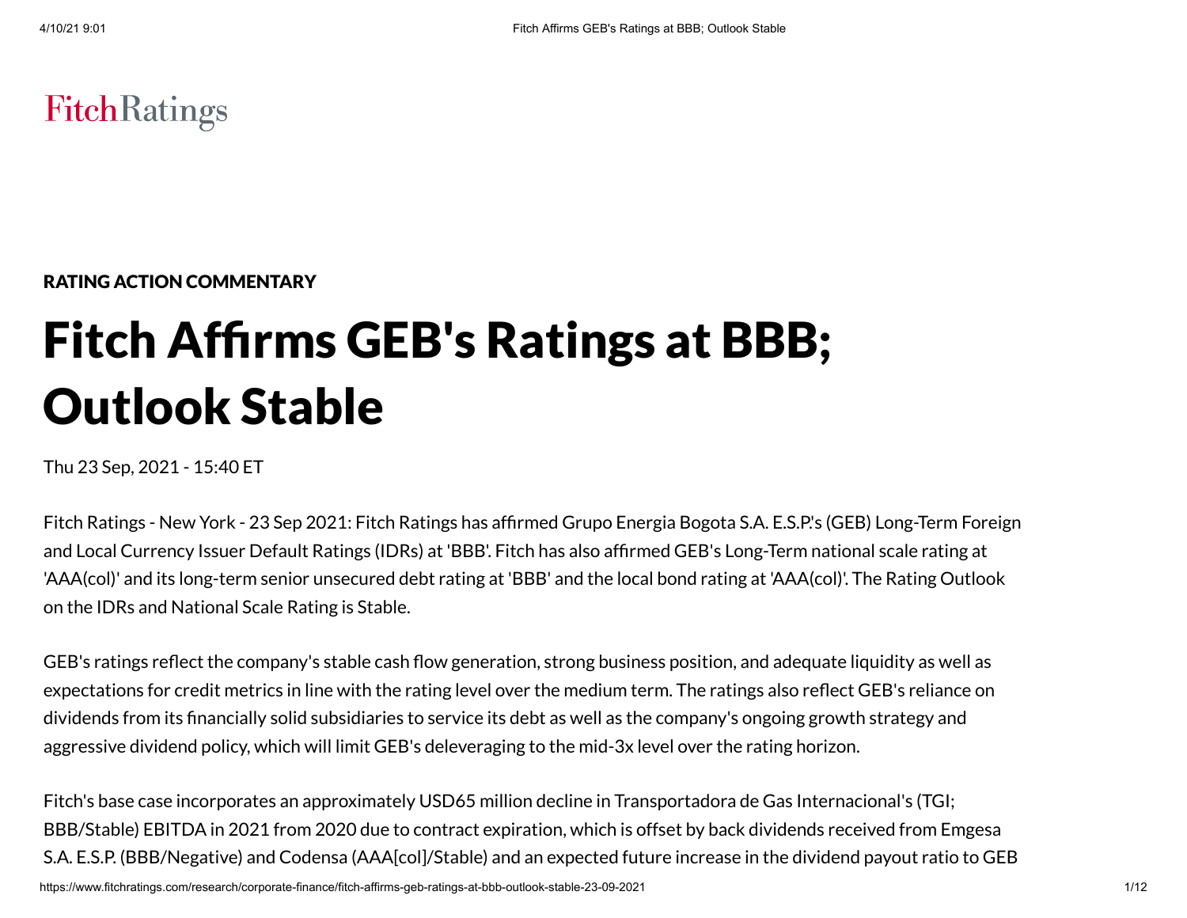FitchRatings

RATING ACTION COMMENTARY

# Fitch Affirms GEB's Ratings at BBB; Outlook Stable

Thu 23 Sep, 2021 - 15:40 ET

Fitch Ratings - New York - 23 Sep 2021: Fitch Ratings has affirmed Grupo Energia Bogota S.A. E.S.P.'s (GEB) Long-Term Foreign and Local Currency Issuer Default Ratings (IDRs) at 'BBB'. Fitch has also affirmed GEB's Long-Term national scale rating at 'AAA(col)' and its long-term senior unsecured debt rating at 'BBB' and the local bond rating at 'AAA(col)'. The Rating Outlook on the IDRs and National Scale Rating is Stable.

GEB's ratings reflect the company's stable cash flow generation, strong business position, and adequate liquidity as well as expectations for credit metrics in line with the rating level over the medium term. The ratings also reflect GEB's reliance on dividends from its financially solid subsidiaries to service its debt as well as the company's ongoing growth strategy and aggressive dividend policy, which will limit GEB's deleveraging to the mid-3x level over the rating horizon.

Fitch's base case incorporates an approximately USD65 million decline in Transportadora de Gas Internacional's (TGI; BBB/Stable) EBITDA in 2021 from 2020 due to contract expiration, which is offset by back dividends received from Emgesa S.A. E.S.P. (BBB/Negative) and Codensa (AAA[col]/Stable) and an expected future increase in the dividend payout ratio to GEB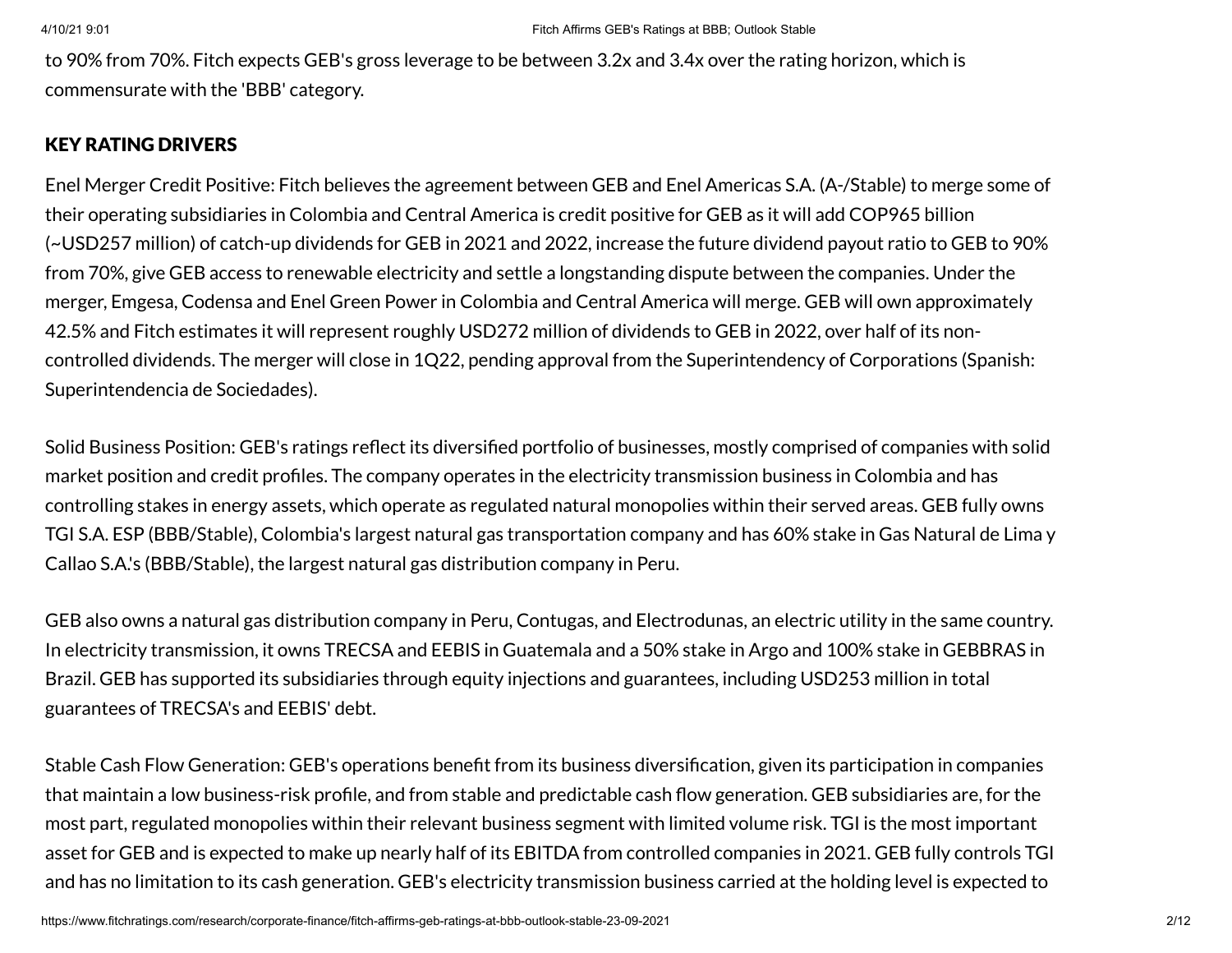to 90% from 70%. Fitch expects GEB's gross leverage to be between 3.2x and 3.4x over the rating horizon, which is commensurate with the 'BBB' category.

## KEY RATING DRIVERS

Enel Merger Credit Positive: Fitch believes the agreement between GEB and Enel Americas S.A. (A-/Stable) to merge some of their operating subsidiaries in Colombia and Central America is credit positive for GEB as it will add COP965 billion (~USD257 million) of catch-up dividends for GEB in 2021 and 2022, increase the future dividend payout ratio to GEB to 90% from 70%, give GEB access to renewable electricity and settle a longstanding dispute between the companies. Under the merger, Emgesa, Codensa and Enel Green Power in Colombia and Central America will merge. GEB will own approximately 42.5% and Fitch estimates it will represent roughly USD272 million of dividends to GEB in 2022, over half of its non-controlled dividends. The merger will close in 1Q22, pending approval from the Superintendency of Corporations (Spanish: Superintendencia de Sociedades).

Solid Business Position: GEB's ratings reflect its diversified portfolio of businesses, mostly comprised of companies with solid market position and credit profiles. The company operates in the electricity transmission business in Colombia and has controlling stakes in energy assets, which operate as regulated natural monopolies within their served areas. GEB fully owns TGI S.A. ESP (BBB/Stable), Colombia's largest natural gas transportation company and has 60% stake in Gas Natural de Lima y Callao S.A.'s (BBB/Stable), the largest natural gas distribution company in Peru.

GEB also owns a natural gas distribution company in Peru, Contugas, and Electrodunas, an electric utility in the same country. In electricity transmission, it owns TRECSA and EEBIS in Guatemala and a 50% stake in Argo and 100% stake in GEBBRAS in Brazil. GEB has supported its subsidiaries through equity injections and guarantees, including USD253 million in total guarantees of TRECSA's and EEBIS' debt.

Stable Cash Flow Generation: GEB's operations benefit from its business diversification, given its participation in companies that maintain a low business-risk profile, and from stable and predictable cash flow generation. GEB subsidiaries are, for the most part, regulated monopolies within their relevant business segment with limited volume risk. TGI is the most important asset for GEB and is expected to make up nearly half of its EBITDA from controlled companies in 2021. GEB fully controls TGI and has no limitation to its cash generation. GEB's electricity transmission business carried at the holding level is expected to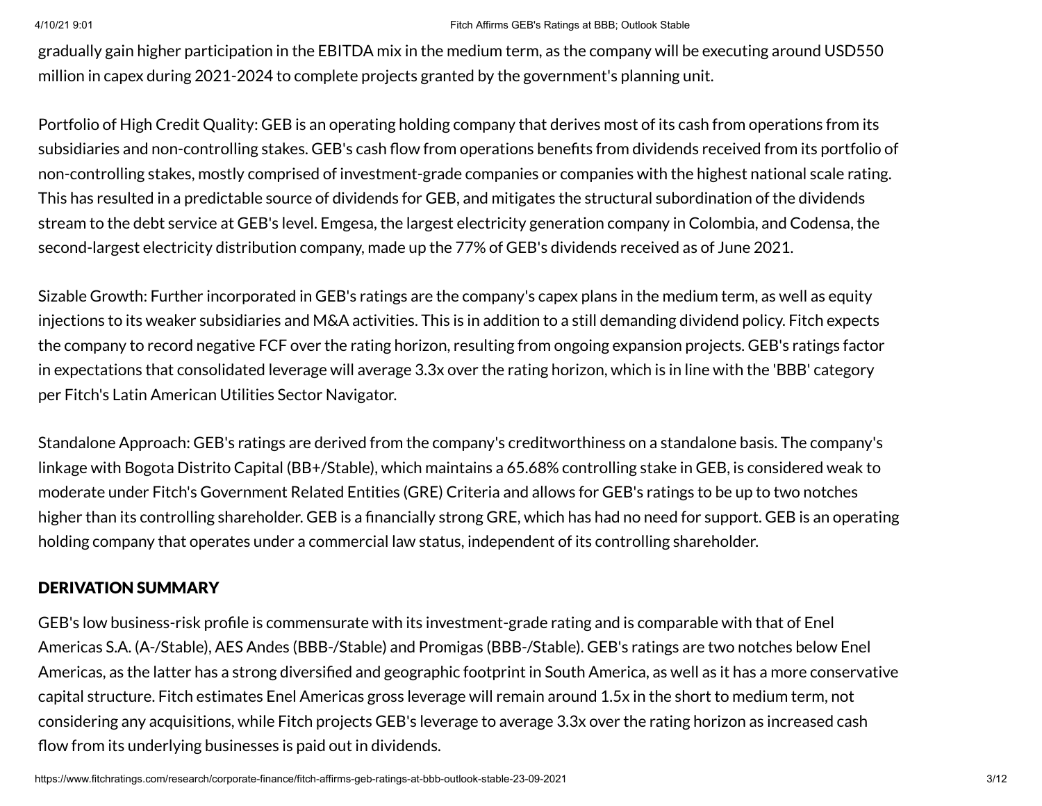gradually gain higher participation in the EBITDA mix in the medium term, as the company will be executing around USD550 million in capex during 2021-2024 to complete projects granted by the government's planning unit.

Portfolio of High Credit Quality: GEB is an operating holding company that derives most of its cash from operations from its subsidiaries and non-controlling stakes. GEB's cash flow from operations benefits from dividends received from its portfolio of non-controlling stakes, mostly comprised of investment-grade companies or companies with the highest national scale rating. This has resulted in a predictable source of dividends for GEB, and mitigates the structural subordination of the dividends stream to the debt service at GEB's level. Emgesa, the largest electricity generation company in Colombia, and Codensa, the second-largest electricity distribution company, made up the 77% of GEB's dividends received as of June 2021.

Sizable Growth: Further incorporated in GEB's ratings are the company's capex plans in the medium term, as well as equity injections to its weaker subsidiaries and M&A activities. This is in addition to a still demanding dividend policy. Fitch expects the company to record negative FCF over the rating horizon, resulting from ongoing expansion projects. GEB's ratings factor in expectations that consolidated leverage will average 3.3x over the rating horizon, which is in line with the 'BBB' category per Fitch's Latin American Utilities Sector Navigator.

Standalone Approach: GEB's ratings are derived from the company's creditworthiness on a standalone basis. The company's linkage with Bogota Distrito Capital (BB+/Stable), which maintains a 65.68% controlling stake in GEB, is considered weak to moderate under Fitch's Government Related Entities (GRE) Criteria and allows for GEB's ratings to be up to two notches higher than its controlling shareholder. GEB is a financially strong GRE, which has had no need for support. GEB is an operating holding company that operates under a commercial law status, independent of its controlling shareholder.

## DERIVATION SUMMARY

GEB's low business-risk profile is commensurate with its investment-grade rating and is comparable with that of Enel Americas S.A. (A-/Stable), AES Andes (BBB-/Stable) and Promigas (BBB-/Stable). GEB's ratings are two notches below Enel Americas, as the latter has a strong diversified and geographic footprint in South America, as well as it has a more conservative capital structure. Fitch estimates Enel Americas gross leverage will remain around 1.5x in the short to medium term, not considering any acquisitions, while Fitch projects GEB's leverage to average 3.3x over the rating horizon as increased cash flow from its underlying businesses is paid out in dividends.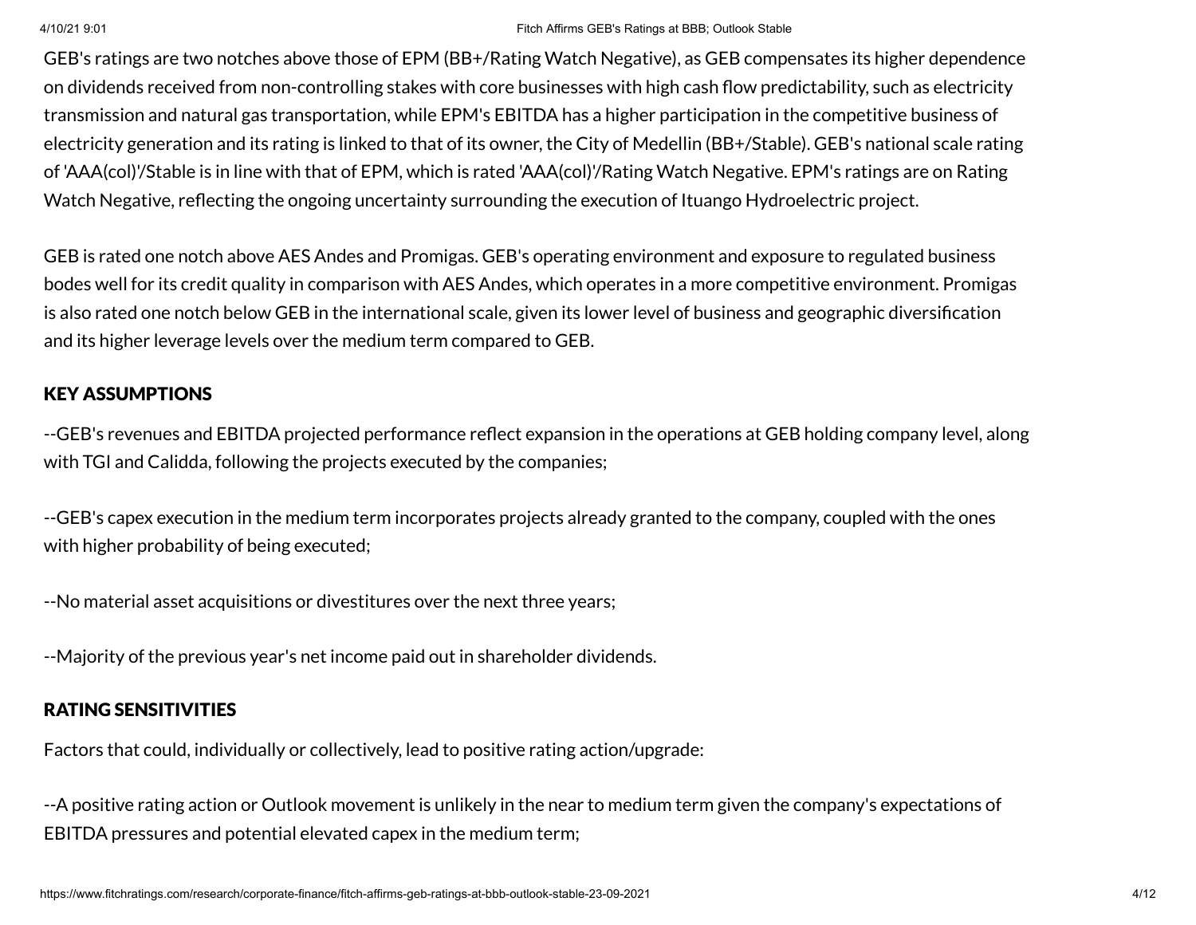GEB's ratings are two notches above those of EPM (BB+/Rating Watch Negative), as GEB compensates its higher dependence on dividends received from non-controlling stakes with core businesses with high cash flow predictability, such as electricity transmission and natural gas transportation, while EPM's EBITDA has a higher participation in the competitive business of electricity generation and its rating is linked to that of its owner, the City of Medellin (BB+/Stable). GEB's national scale rating of 'AAA(col)'/Stable is in line with that of EPM, which is rated 'AAA(col)'/Rating Watch Negative. EPM's ratings are on Rating Watch Negative, reflecting the ongoing uncertainty surrounding the execution of Ituango Hydroelectric project.

GEB is rated one notch above AES Andes and Promigas. GEB's operating environment and exposure to regulated business bodes well for its credit quality in comparison with AES Andes, which operates in a more competitive environment. Promigas is also rated one notch below GEB in the international scale, given its lower level of business and geographic diversification and its higher leverage levels over the medium term compared to GEB.

## KEY ASSUMPTIONS

--GEB's revenues and EBITDA projected performance reflect expansion in the operations at GEB holding company level, along with TGI and Calidda, following the projects executed by the companies;

--GEB's capex execution in the medium term incorporates projects already granted to the company, coupled with the ones with higher probability of being executed;

--No material asset acquisitions or divestitures over the next three years;

--Majority of the previous year's net income paid out in shareholder dividends.

## RATING SENSITIVITIES

Factors that could, individually or collectively, lead to positive rating action/upgrade:

--A positive rating action or Outlook movement is unlikely in the near to medium term given the company's expectations of EBITDA pressures and potential elevated capex in the medium term;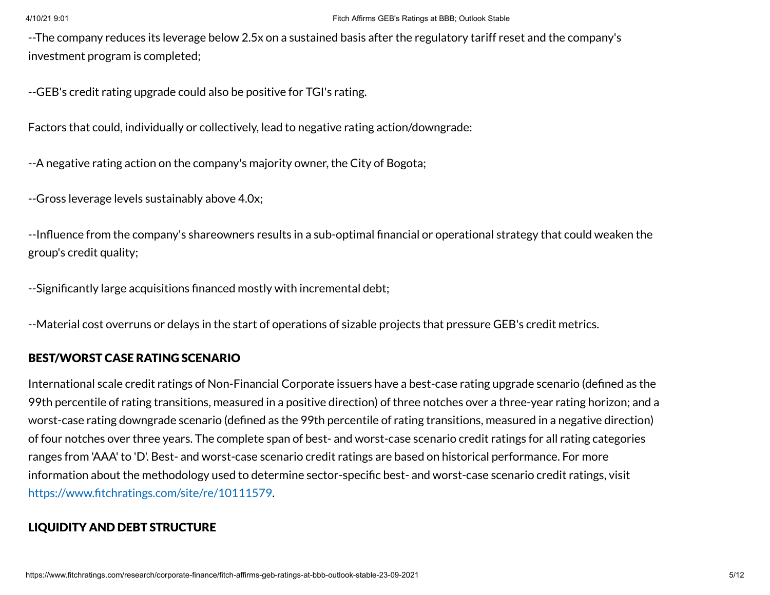--The company reduces its leverage below 2.5x on a sustained basis after the regulatory tariff reset and the company's investment program is completed;

--GEB's credit rating upgrade could also be positive for TGI's rating.

Factors that could, individually or collectively, lead to negative rating action/downgrade:

--A negative rating action on the company's majority owner, the City of Bogota;

--Gross leverage levels sustainably above 4.0x;

--Influence from the company's shareowners results in a sub-optimal financial or operational strategy that could weaken the group's credit quality;

--Significantly large acquisitions financed mostly with incremental debt;

--Material cost overruns or delays in the start of operations of sizable projects that pressure GEB's credit metrics.

## BEST/WORST CASE RATING SCENARIO

International scale credit ratings of Non-Financial Corporate issuers have a best-case rating upgrade scenario (defined as the 99th percentile of rating transitions, measured in a positive direction) of three notches over a three-year rating horizon; and a worst-case rating downgrade scenario (defined as the 99th percentile of rating transitions, measured in a negative direction) of four notches over three years. The complete span of best- and worst-case scenario credit ratings for all rating categories ranges from 'AAA' to 'D'. Best- and worst-case scenario credit ratings are based on historical performance. For more information about the methodology used to determine sector-specific best- and worst-case scenario credit ratings, visit https://www.fitchratings.com/site/re/10111579.

## LIQUIDITY AND DEBT STRUCTURE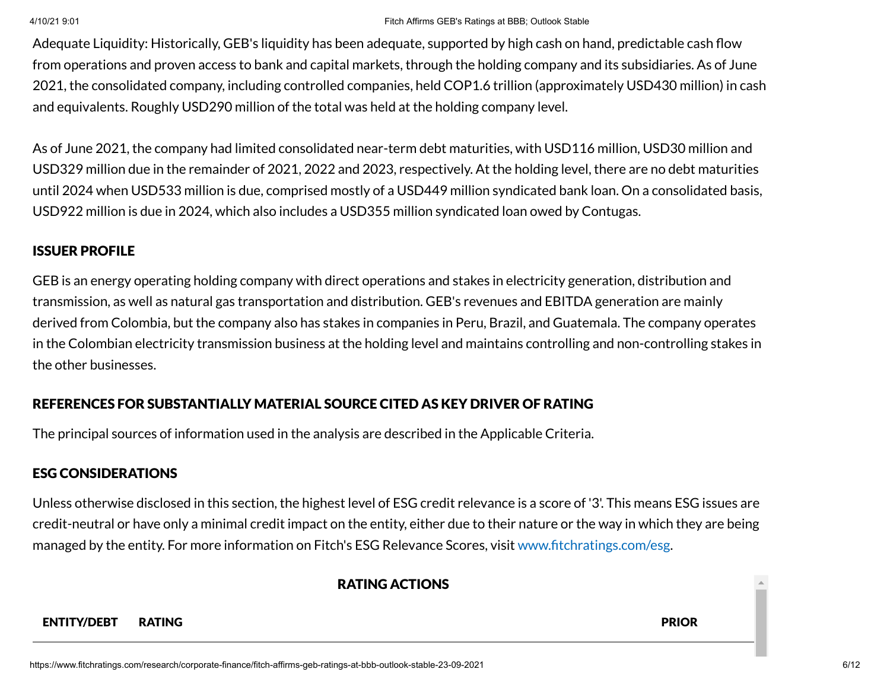Adequate Liquidity: Historically, GEB's liquidity has been adequate, supported by high cash on hand, predictable cash flow from operations and proven access to bank and capital markets, through the holding company and its subsidiaries. As of June 2021, the consolidated company, including controlled companies, held COP1.6 trillion (approximately USD430 million) in cash and equivalents. Roughly USD290 million of the total was held at the holding company level.

As of June 2021, the company had limited consolidated near-term debt maturities, with USD116 million, USD30 million and USD329 million due in the remainder of 2021, 2022 and 2023, respectively. At the holding level, there are no debt maturities until 2024 when USD533 million is due, comprised mostly of a USD449 million syndicated bank loan. On a consolidated basis, USD922 million is due in 2024, which also includes a USD355 million syndicated loan owed by Contugas.

## ISSUER PROFILE

GEB is an energy operating holding company with direct operations and stakes in electricity generation, distribution and transmission, as well as natural gas transportation and distribution. GEB's revenues and EBITDA generation are mainly derived from Colombia, but the company also has stakes in companies in Peru, Brazil, and Guatemala. The company operates in the Colombian electricity transmission business at the holding level and maintains controlling and non-controlling stakes in the other businesses.

## REFERENCES FOR SUBSTANTIALLY MATERIAL SOURCE CITED AS KEY DRIVER OF RATING

The principal sources of information used in the analysis are described in the Applicable Criteria.

## ESG CONSIDERATIONS

Unless otherwise disclosed in this section, the highest level of ESG credit relevance is a score of '3'. This means ESG issues are credit-neutral or have only a minimal credit impact on the entity, either due to their nature or the way in which they are being managed by the entity. For more information on Fitch's ESG Relevance Scores, visit www.fitchratings.com/esg.

## RATING ACTIONS

| ENTITY/DEBT | RATING | PRIOR |
| --- | --- | --- |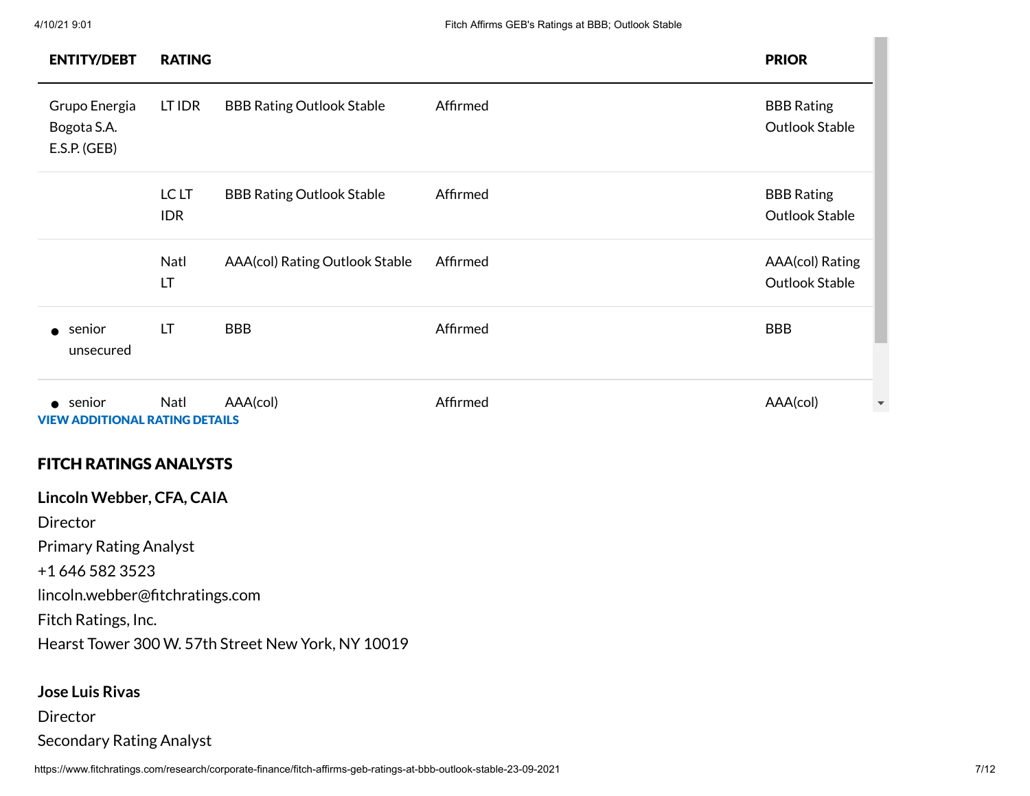| ENTITY/DEBT | RATING | | | PRIOR |
|---|---|---|---|---|
| Grupo Energia Bogota S.A. E.S.P. (GEB) | LT IDR | BBB Rating Outlook Stable | Affirmed | BBB Rating Outlook Stable |
| | LC LT IDR | BBB Rating Outlook Stable | Affirmed | BBB Rating Outlook Stable |
| | Natl LT | AAA(col) Rating Outlook Stable | Affirmed | AAA(col) Rating Outlook Stable |
| • senior unsecured | LT | BBB | Affirmed | BBB |
| • senior | Natl | AAA(col) | Affirmed | AAA(col) |

**VIEW ADDITIONAL RATING DETAILS**

## FITCH RATINGS ANALYSTS

**Lincoln Webber, CFA, CAIA**
Director
Primary Rating Analyst
+1 646 582 3523
lincoln.webber@fitchratings.com
Fitch Ratings, Inc.
Hearst Tower 300 W. 57th Street New York, NY 10019

**Jose Luis Rivas**
Director
Secondary Rating Analyst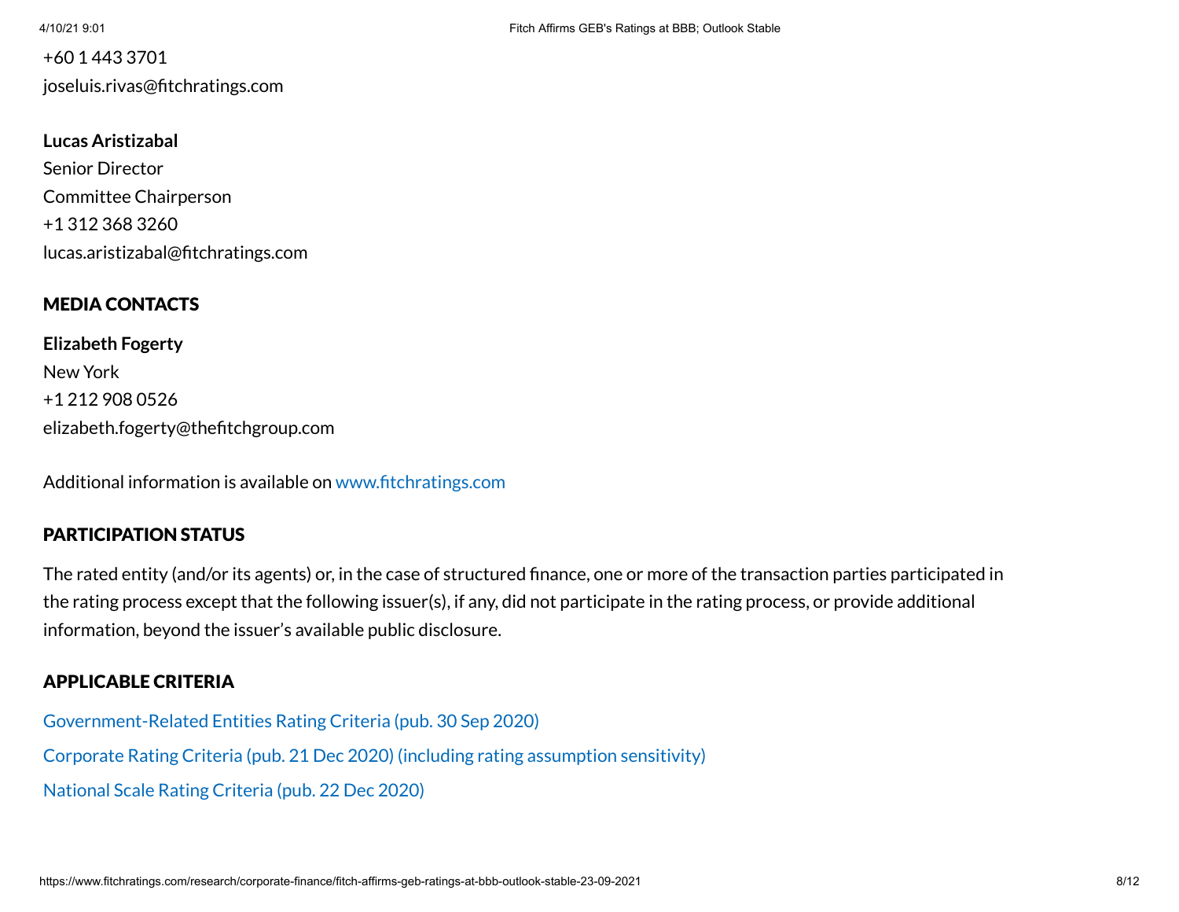+60 1 443 3701
joseluis.rivas@fitchratings.com

**Lucas Aristizabal**
Senior Director
Committee Chairperson
+1 312 368 3260
lucas.aristizabal@fitchratings.com

## MEDIA CONTACTS

**Elizabeth Fogerty**
New York
+1 212 908 0526
elizabeth.fogerty@thefitchgroup.com

Additional information is available on www.fitchratings.com

## PARTICIPATION STATUS

The rated entity (and/or its agents) or, in the case of structured finance, one or more of the transaction parties participated in the rating process except that the following issuer(s), if any, did not participate in the rating process, or provide additional information, beyond the issuer's available public disclosure.

## APPLICABLE CRITERIA

Government-Related Entities Rating Criteria (pub. 30 Sep 2020)

Corporate Rating Criteria (pub. 21 Dec 2020) (including rating assumption sensitivity)

National Scale Rating Criteria (pub. 22 Dec 2020)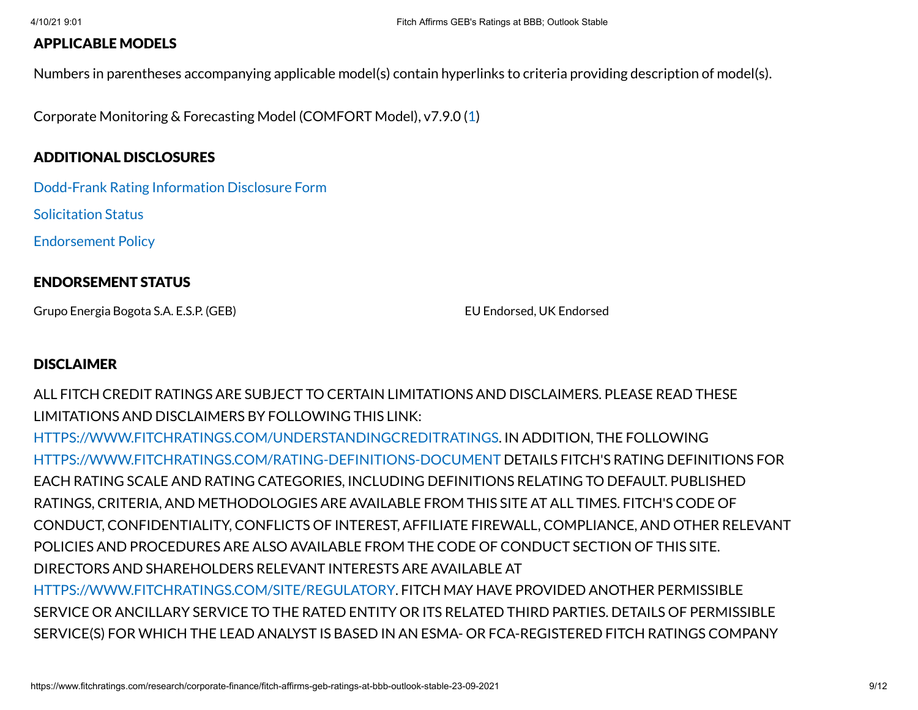## APPLICABLE MODELS

Numbers in parentheses accompanying applicable model(s) contain hyperlinks to criteria providing description of model(s).

Corporate Monitoring & Forecasting Model (COMFORT Model), v7.9.0 (1)

## ADDITIONAL DISCLOSURES

Dodd-Frank Rating Information Disclosure Form

Solicitation Status

Endorsement Policy

## ENDORSEMENT STATUS

| | |
|---|---|
| Grupo Energia Bogota S.A. E.S.P. (GEB) | EU Endorsed, UK Endorsed |

## DISCLAIMER

ALL FITCH CREDIT RATINGS ARE SUBJECT TO CERTAIN LIMITATIONS AND DISCLAIMERS. PLEASE READ THESE LIMITATIONS AND DISCLAIMERS BY FOLLOWING THIS LINK: HTTPS://WWW.FITCHRATINGS.COM/UNDERSTANDINGCREDITRATINGS. IN ADDITION, THE FOLLOWING HTTPS://WWW.FITCHRATINGS.COM/RATING-DEFINITIONS-DOCUMENT DETAILS FITCH'S RATING DEFINITIONS FOR EACH RATING SCALE AND RATING CATEGORIES, INCLUDING DEFINITIONS RELATING TO DEFAULT. PUBLISHED RATINGS, CRITERIA, AND METHODOLOGIES ARE AVAILABLE FROM THIS SITE AT ALL TIMES. FITCH'S CODE OF CONDUCT, CONFIDENTIALITY, CONFLICTS OF INTEREST, AFFILIATE FIREWALL, COMPLIANCE, AND OTHER RELEVANT POLICIES AND PROCEDURES ARE ALSO AVAILABLE FROM THE CODE OF CONDUCT SECTION OF THIS SITE. DIRECTORS AND SHAREHOLDERS RELEVANT INTERESTS ARE AVAILABLE AT HTTPS://WWW.FITCHRATINGS.COM/SITE/REGULATORY. FITCH MAY HAVE PROVIDED ANOTHER PERMISSIBLE SERVICE OR ANCILLARY SERVICE TO THE RATED ENTITY OR ITS RELATED THIRD PARTIES. DETAILS OF PERMISSIBLE SERVICE(S) FOR WHICH THE LEAD ANALYST IS BASED IN AN ESMA- OR FCA-REGISTERED FITCH RATINGS COMPANY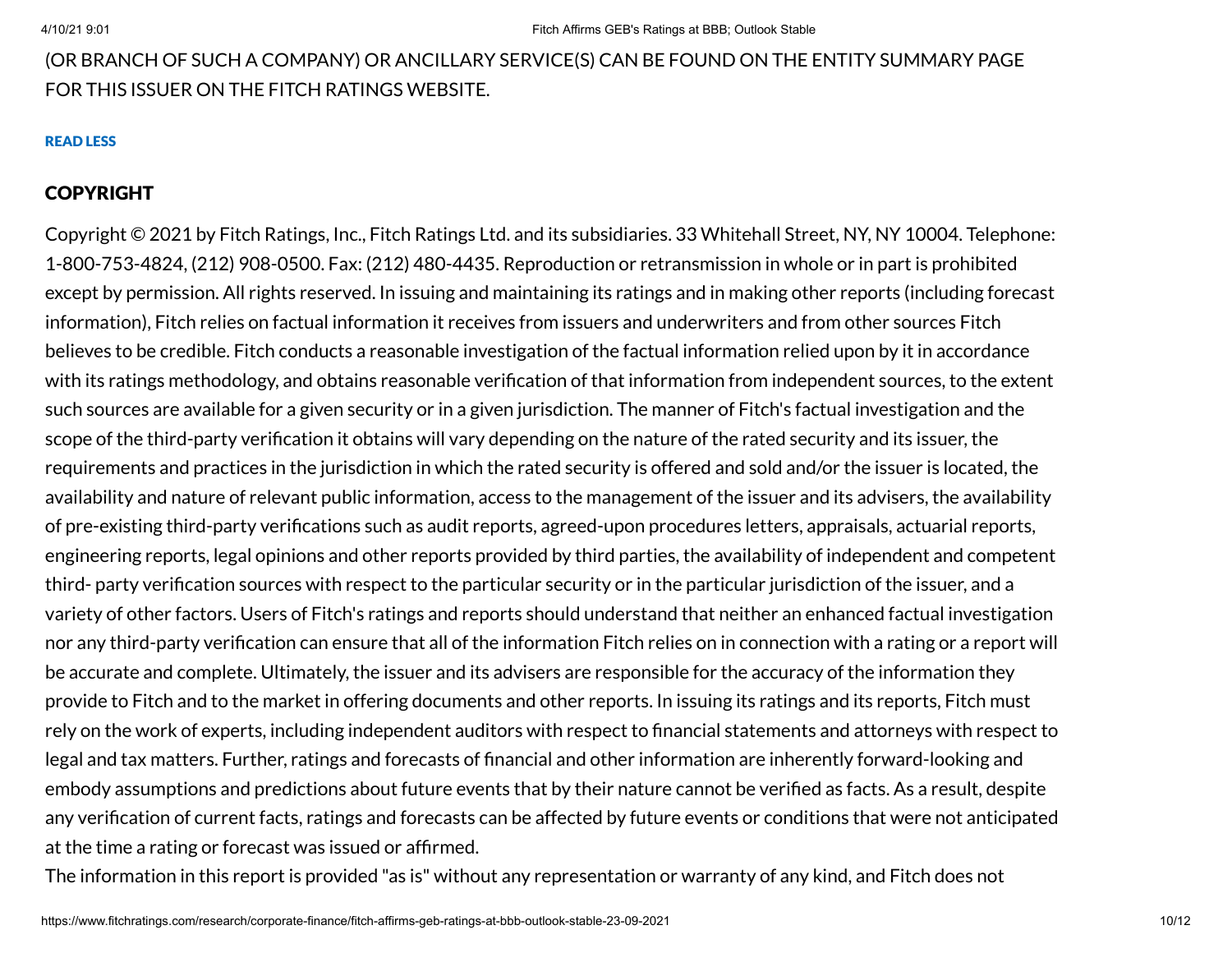(OR BRANCH OF SUCH A COMPANY) OR ANCILLARY SERVICE(S) CAN BE FOUND ON THE ENTITY SUMMARY PAGE FOR THIS ISSUER ON THE FITCH RATINGS WEBSITE.

**READ LESS**

## COPYRIGHT

Copyright © 2021 by Fitch Ratings, Inc., Fitch Ratings Ltd. and its subsidiaries. 33 Whitehall Street, NY, NY 10004. Telephone: 1-800-753-4824, (212) 908-0500. Fax: (212) 480-4435. Reproduction or retransmission in whole or in part is prohibited except by permission. All rights reserved. In issuing and maintaining its ratings and in making other reports (including forecast information), Fitch relies on factual information it receives from issuers and underwriters and from other sources Fitch believes to be credible. Fitch conducts a reasonable investigation of the factual information relied upon by it in accordance with its ratings methodology, and obtains reasonable verification of that information from independent sources, to the extent such sources are available for a given security or in a given jurisdiction. The manner of Fitch's factual investigation and the scope of the third-party verification it obtains will vary depending on the nature of the rated security and its issuer, the requirements and practices in the jurisdiction in which the rated security is offered and sold and/or the issuer is located, the availability and nature of relevant public information, access to the management of the issuer and its advisers, the availability of pre-existing third-party verifications such as audit reports, agreed-upon procedures letters, appraisals, actuarial reports, engineering reports, legal opinions and other reports provided by third parties, the availability of independent and competent third- party verification sources with respect to the particular security or in the particular jurisdiction of the issuer, and a variety of other factors. Users of Fitch's ratings and reports should understand that neither an enhanced factual investigation nor any third-party verification can ensure that all of the information Fitch relies on in connection with a rating or a report will be accurate and complete. Ultimately, the issuer and its advisers are responsible for the accuracy of the information they provide to Fitch and to the market in offering documents and other reports. In issuing its ratings and its reports, Fitch must rely on the work of experts, including independent auditors with respect to financial statements and attorneys with respect to legal and tax matters. Further, ratings and forecasts of financial and other information are inherently forward-looking and embody assumptions and predictions about future events that by their nature cannot be verified as facts. As a result, despite any verification of current facts, ratings and forecasts can be affected by future events or conditions that were not anticipated at the time a rating or forecast was issued or affirmed.

The information in this report is provided "as is" without any representation or warranty of any kind, and Fitch does not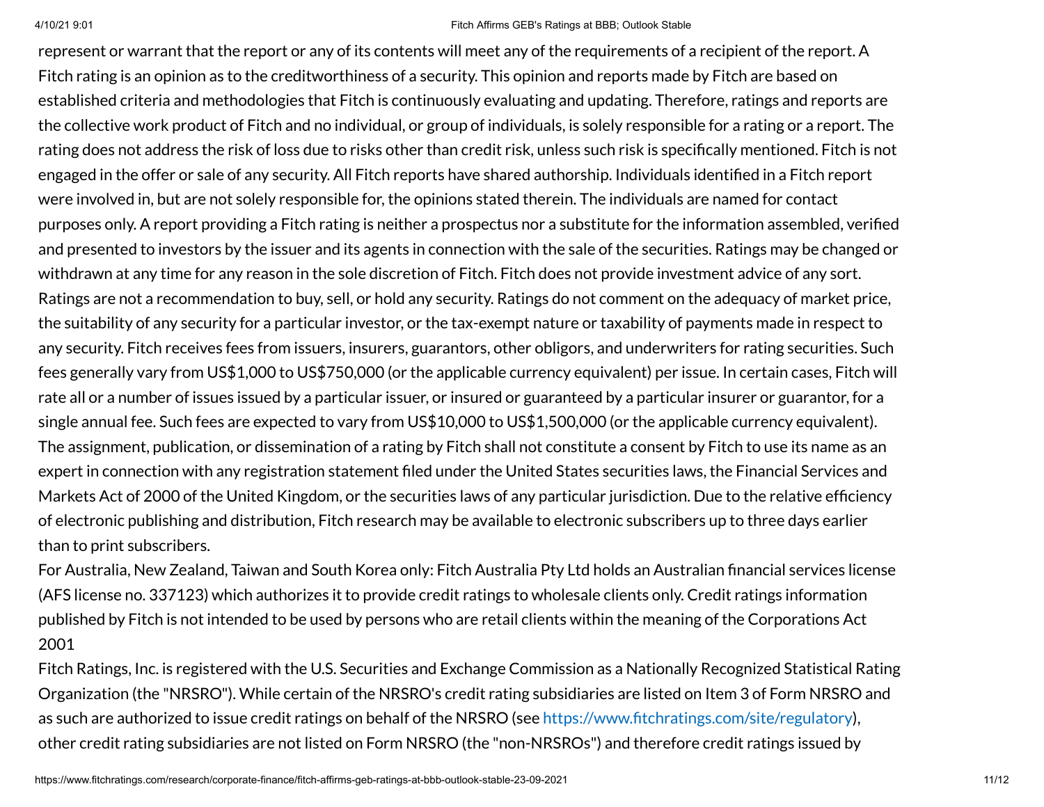represent or warrant that the report or any of its contents will meet any of the requirements of a recipient of the report. A Fitch rating is an opinion as to the creditworthiness of a security. This opinion and reports made by Fitch are based on established criteria and methodologies that Fitch is continuously evaluating and updating. Therefore, ratings and reports are the collective work product of Fitch and no individual, or group of individuals, is solely responsible for a rating or a report. The rating does not address the risk of loss due to risks other than credit risk, unless such risk is specifically mentioned. Fitch is not engaged in the offer or sale of any security. All Fitch reports have shared authorship. Individuals identified in a Fitch report were involved in, but are not solely responsible for, the opinions stated therein. The individuals are named for contact purposes only. A report providing a Fitch rating is neither a prospectus nor a substitute for the information assembled, verified and presented to investors by the issuer and its agents in connection with the sale of the securities. Ratings may be changed or withdrawn at any time for any reason in the sole discretion of Fitch. Fitch does not provide investment advice of any sort. Ratings are not a recommendation to buy, sell, or hold any security. Ratings do not comment on the adequacy of market price, the suitability of any security for a particular investor, or the tax-exempt nature or taxability of payments made in respect to any security. Fitch receives fees from issuers, insurers, guarantors, other obligors, and underwriters for rating securities. Such fees generally vary from US$1,000 to US$750,000 (or the applicable currency equivalent) per issue. In certain cases, Fitch will rate all or a number of issues issued by a particular issuer, or insured or guaranteed by a particular insurer or guarantor, for a single annual fee. Such fees are expected to vary from US$10,000 to US$1,500,000 (or the applicable currency equivalent). The assignment, publication, or dissemination of a rating by Fitch shall not constitute a consent by Fitch to use its name as an expert in connection with any registration statement filed under the United States securities laws, the Financial Services and Markets Act of 2000 of the United Kingdom, or the securities laws of any particular jurisdiction. Due to the relative efficiency of electronic publishing and distribution, Fitch research may be available to electronic subscribers up to three days earlier than to print subscribers.

For Australia, New Zealand, Taiwan and South Korea only: Fitch Australia Pty Ltd holds an Australian financial services license (AFS license no. 337123) which authorizes it to provide credit ratings to wholesale clients only. Credit ratings information published by Fitch is not intended to be used by persons who are retail clients within the meaning of the Corporations Act 2001

Fitch Ratings, Inc. is registered with the U.S. Securities and Exchange Commission as a Nationally Recognized Statistical Rating Organization (the "NRSRO"). While certain of the NRSRO's credit rating subsidiaries are listed on Item 3 of Form NRSRO and as such are authorized to issue credit ratings on behalf of the NRSRO (see https://www.fitchratings.com/site/regulatory), other credit rating subsidiaries are not listed on Form NRSRO (the "non-NRSROs") and therefore credit ratings issued by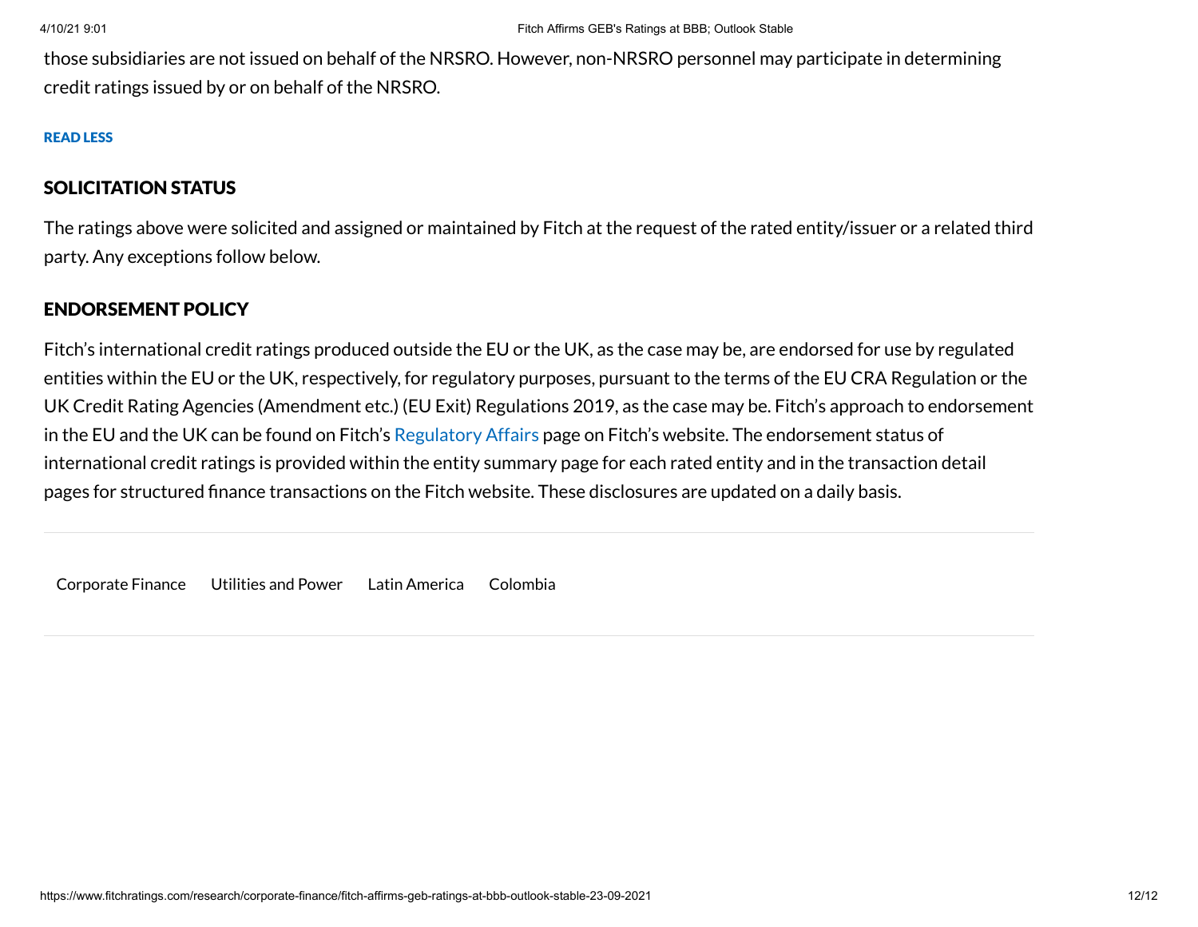those subsidiaries are not issued on behalf of the NRSRO. However, non-NRSRO personnel may participate in determining credit ratings issued by or on behalf of the NRSRO.

READ LESS

## SOLICITATION STATUS

The ratings above were solicited and assigned or maintained by Fitch at the request of the rated entity/issuer or a related third party. Any exceptions follow below.

## ENDORSEMENT POLICY

Fitch's international credit ratings produced outside the EU or the UK, as the case may be, are endorsed for use by regulated entities within the EU or the UK, respectively, for regulatory purposes, pursuant to the terms of the EU CRA Regulation or the UK Credit Rating Agencies (Amendment etc.) (EU Exit) Regulations 2019, as the case may be. Fitch's approach to endorsement in the EU and the UK can be found on Fitch's Regulatory Affairs page on Fitch's website. The endorsement status of international credit ratings is provided within the entity summary page for each rated entity and in the transaction detail pages for structured finance transactions on the Fitch website. These disclosures are updated on a daily basis.

Corporate Finance    Utilities and Power    Latin America    Colombia